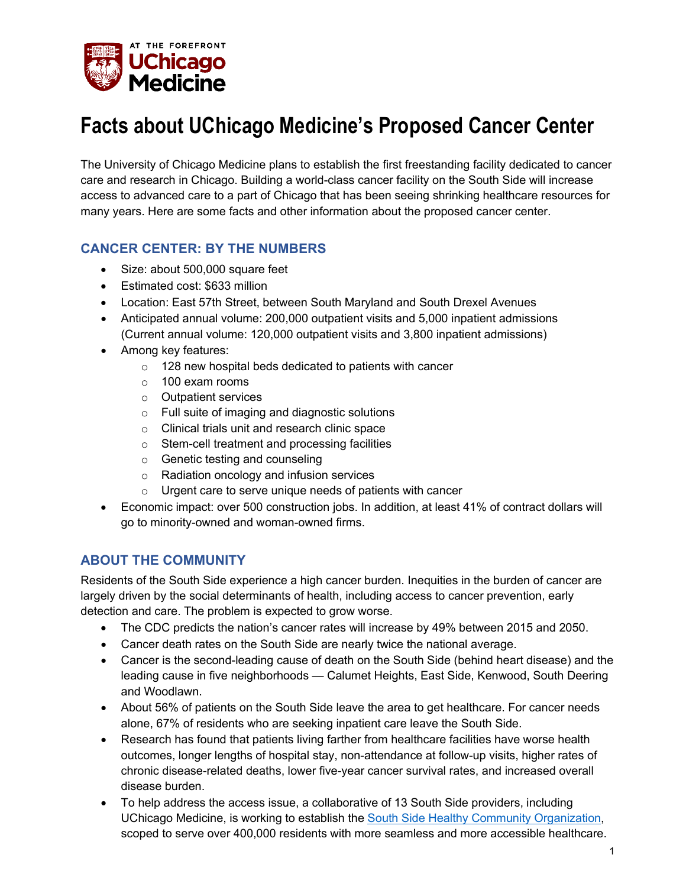# Facts about UChicago Medicine's Proposed Cancer Center

The University of Chicago Medicine plans to establish the first freestanding facility dedicated to cancer care and research in Chicago. Building a world-class cancer facility on the South Side will increase access to advanced care to a part of Chicago that has been seeing shrinking healthcare resources for many years. Here are some facts and other information about the proposed cancer center.

## CANCER CENTER: BY THE NUMBERS

- Size: about 500,000 square feet
- Estimated cost: $633 million
- Location: East 57th Street, between South Maryland and South Drexel Avenues
- Anticipated annual volume: 200,000 outpatient visits and 5,000 inpatient admissions (Current annual volume: 120,000 outpatient visits and 3,800 inpatient admissions)
- Among key features:
  - 128 new hospital beds dedicated to patients with cancer
  - 100 exam rooms
  - Outpatient services
  - Full suite of imaging and diagnostic solutions
  - Clinical trials unit and research clinic space
  - Stem-cell treatment and processing facilities
  - Genetic testing and counseling
  - Radiation oncology and infusion services
  - Urgent care to serve unique needs of patients with cancer
- Economic impact: over 500 construction jobs. In addition, at least 41% of contract dollars will go to minority-owned and woman-owned firms.

## ABOUT THE COMMUNITY

Residents of the South Side experience a high cancer burden. Inequities in the burden of cancer are largely driven by the social determinants of health, including access to cancer prevention, early detection and care. The problem is expected to grow worse.

- The CDC predicts the nation's cancer rates will increase by 49% between 2015 and 2050.
- Cancer death rates on the South Side are nearly twice the national average.
- Cancer is the second-leading cause of death on the South Side (behind heart disease) and the leading cause in five neighborhoods — Calumet Heights, East Side, Kenwood, South Deering and Woodlawn.
- About 56% of patients on the South Side leave the area to get healthcare. For cancer needs alone, 67% of residents who are seeking inpatient care leave the South Side.
- Research has found that patients living farther from healthcare facilities have worse health outcomes, longer lengths of hospital stay, non-attendance at follow-up visits, higher rates of chronic disease-related deaths, lower five-year cancer survival rates, and increased overall disease burden.
- To help address the access issue, a collaborative of 13 South Side providers, including UChicago Medicine, is working to establish the South Side Healthy Community Organization, scoped to serve over 400,000 residents with more seamless and more accessible healthcare.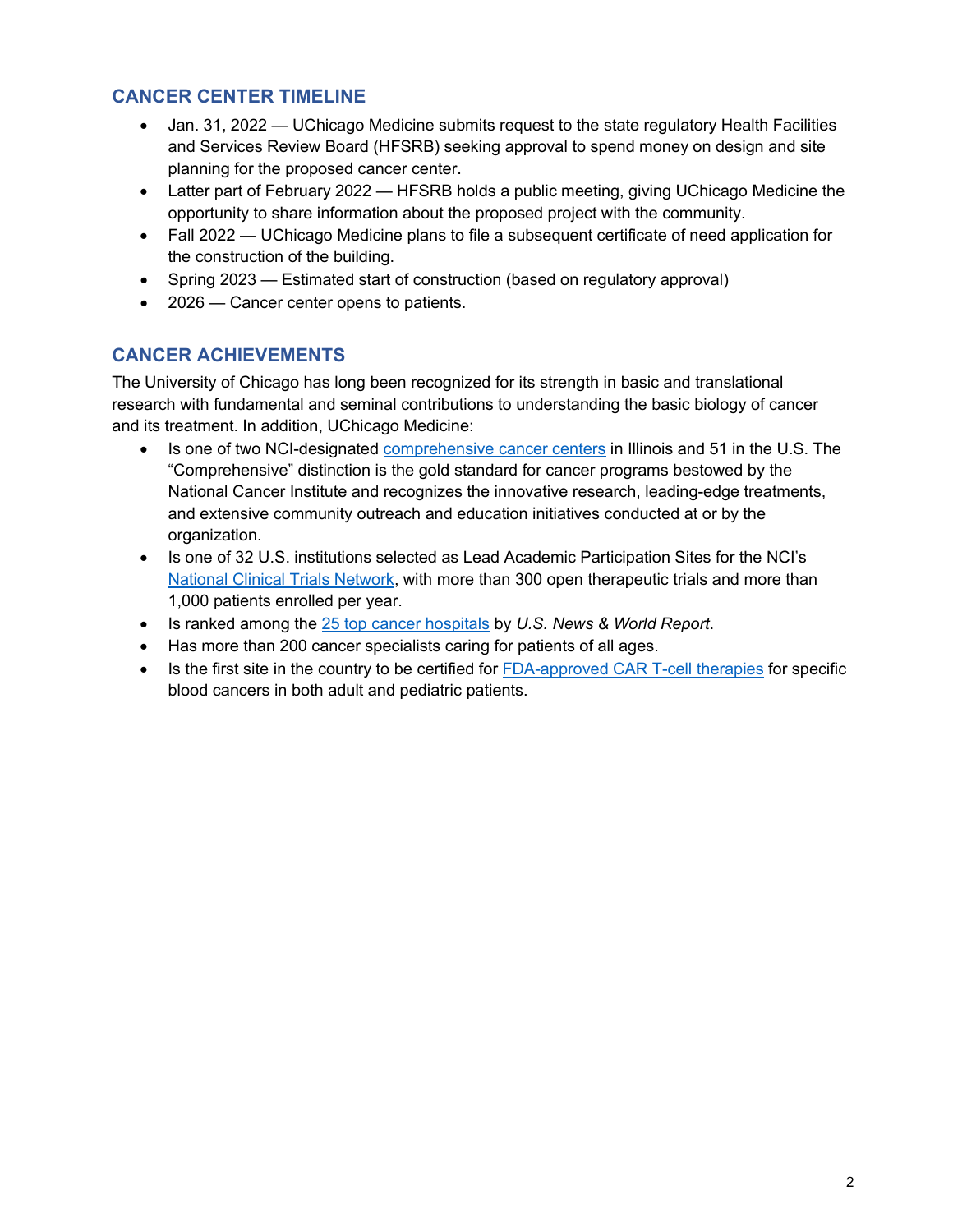## CANCER CENTER TIMELINE

- Jan. 31, 2022 — UChicago Medicine submits request to the state regulatory Health Facilities and Services Review Board (HFSRB) seeking approval to spend money on design and site planning for the proposed cancer center.
- Latter part of February 2022 — HFSRB holds a public meeting, giving UChicago Medicine the opportunity to share information about the proposed project with the community.
- Fall 2022 — UChicago Medicine plans to file a subsequent certificate of need application for the construction of the building.
- Spring 2023 — Estimated start of construction (based on regulatory approval)
- 2026 — Cancer center opens to patients.

## CANCER ACHIEVEMENTS

The University of Chicago has long been recognized for its strength in basic and translational research with fundamental and seminal contributions to understanding the basic biology of cancer and its treatment. In addition, UChicago Medicine:

- Is one of two NCI-designated comprehensive cancer centers in Illinois and 51 in the U.S. The "Comprehensive" distinction is the gold standard for cancer programs bestowed by the National Cancer Institute and recognizes the innovative research, leading-edge treatments, and extensive community outreach and education initiatives conducted at or by the organization.
- Is one of 32 U.S. institutions selected as Lead Academic Participation Sites for the NCI's National Clinical Trials Network, with more than 300 open therapeutic trials and more than 1,000 patients enrolled per year.
- Is ranked among the 25 top cancer hospitals by *U.S. News & World Report*.
- Has more than 200 cancer specialists caring for patients of all ages.
- Is the first site in the country to be certified for FDA-approved CAR T-cell therapies for specific blood cancers in both adult and pediatric patients.